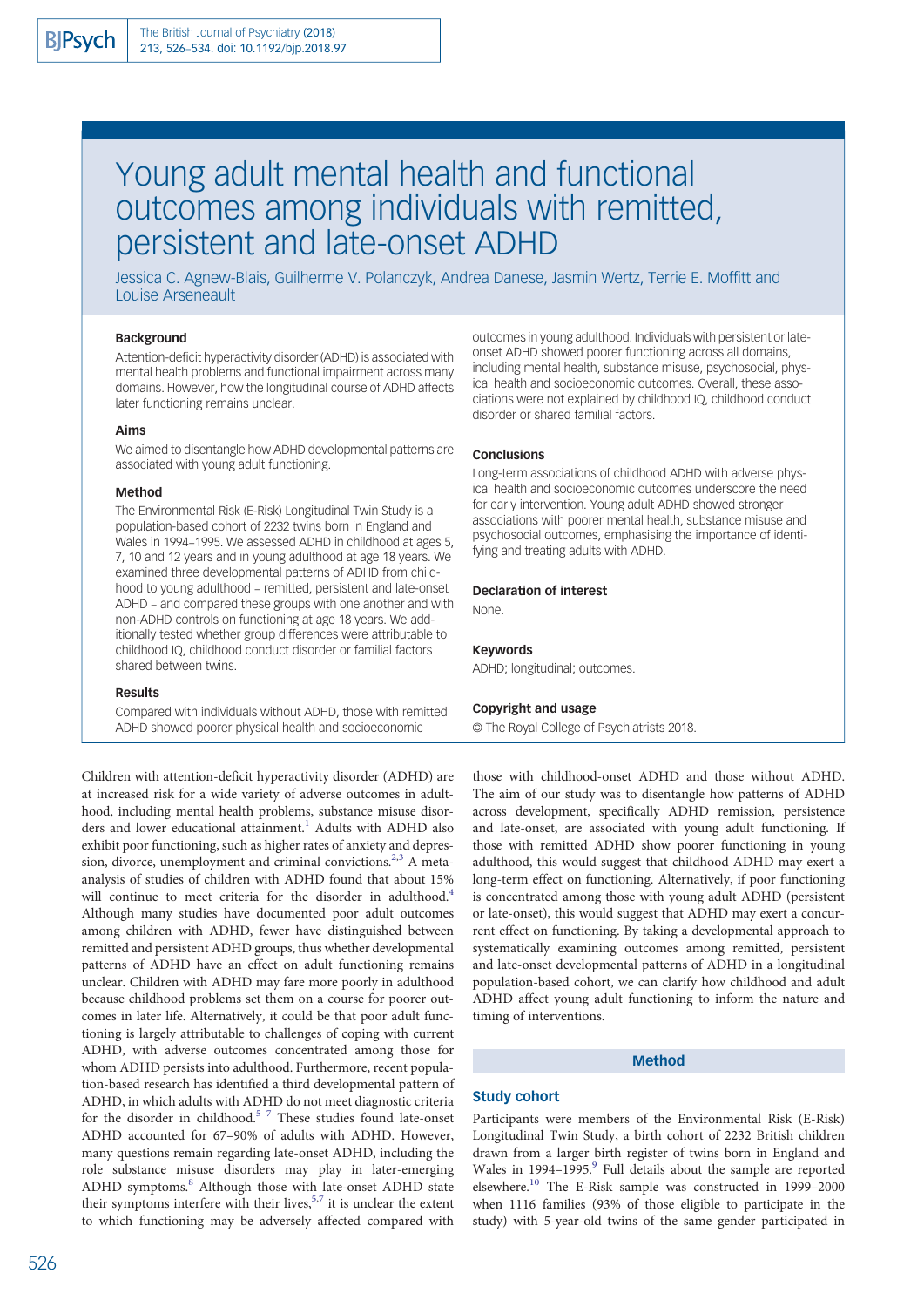# Young adult mental health and functional outcomes among individuals with remitted, persistent and late-onset ADHD

Jessica C. Agnew-Blais, Guilherme V. Polanczyk, Andrea Danese, Jasmin Wertz, Terrie E. Moffitt and Louise Arseneault

### Background

Attention-deficit hyperactivity disorder (ADHD) is associated with mental health problems and functional impairment across many domains. However, how the longitudinal course of ADHD affects later functioning remains unclear.

### Aims

We aimed to disentangle how ADHD developmental patterns are associated with young adult functioning.

### Method

The Environmental Risk (E-Risk) Longitudinal Twin Study is a population-based cohort of 2232 twins born in England and Wales in 1994–1995. We assessed ADHD in childhood at ages 5, 7, 10 and 12 years and in young adulthood at age 18 years. We examined three developmental patterns of ADHD from childhood to young adulthood – remitted, persistent and late-onset ADHD – and compared these groups with one another and with non-ADHD controls on functioning at age 18 years. We additionally tested whether group differences were attributable to childhood IQ, childhood conduct disorder or familial factors shared between twins.

### Results

Compared with individuals without ADHD, those with remitted ADHD showed poorer physical health and socioeconomic outcomes in young adulthood. Individuals with persistent or late-onset ADHD showed poorer functioning across all domains, including mental health, substance misuse, psychosocial, physical health and socioeconomic outcomes. Overall, these associations were not explained by childhood IQ, childhood conduct disorder or shared familial factors.

### Conclusions

Long-term associations of childhood ADHD with adverse physical health and socioeconomic outcomes underscore the need for early intervention. Young adult ADHD showed stronger associations with poorer mental health, substance misuse and psychosocial outcomes, emphasising the importance of identifying and treating adults with ADHD.

### Declaration of interest

None.

### Keywords

ADHD; longitudinal; outcomes.

### Copyright and usage

© The Royal College of Psychiatrists 2018.

Children with attention-deficit hyperactivity disorder (ADHD) are at increased risk for a wide variety of adverse outcomes in adulthood, including mental health problems, substance misuse disorders and lower educational attainment.[1] Adults with ADHD also exhibit poor functioning, such as higher rates of anxiety and depression, divorce, unemployment and criminal convictions.[2,3] A meta-analysis of studies of children with ADHD found that about 15% will continue to meet criteria for the disorder in adulthood.[4] Although many studies have documented poor adult outcomes among children with ADHD, fewer have distinguished between remitted and persistent ADHD groups, thus whether developmental patterns of ADHD have an effect on adult functioning remains unclear. Children with ADHD may fare more poorly in adulthood because childhood problems set them on a course for poorer outcomes in later life. Alternatively, it could be that poor adult functioning is largely attributable to challenges of coping with current ADHD, with adverse outcomes concentrated among those for whom ADHD persists into adulthood. Furthermore, recent population-based research has identified a third developmental pattern of ADHD, in which adults with ADHD do not meet diagnostic criteria for the disorder in childhood.[5–7] These studies found late-onset ADHD accounted for 67–90% of adults with ADHD. However, many questions remain regarding late-onset ADHD, including the role substance misuse disorders may play in later-emerging ADHD symptoms.[8] Although those with late-onset ADHD state their symptoms interfere with their lives,[5,7] it is unclear the extent to which functioning may be adversely affected compared with those with childhood-onset ADHD and those without ADHD. The aim of our study was to disentangle how patterns of ADHD across development, specifically ADHD remission, persistence and late-onset, are associated with young adult functioning. If those with remitted ADHD show poorer functioning in young adulthood, this would suggest that childhood ADHD may exert a long-term effect on functioning. Alternatively, if poor functioning is concentrated among those with young adult ADHD (persistent or late-onset), this would suggest that ADHD may exert a concurrent effect on functioning. By taking a developmental approach to systematically examining outcomes among remitted, persistent and late-onset developmental patterns of ADHD in a longitudinal population-based cohort, we can clarify how childhood and adult ADHD affect young adult functioning to inform the nature and timing of interventions.

## Method

### Study cohort

Participants were members of the Environmental Risk (E-Risk) Longitudinal Twin Study, a birth cohort of 2232 British children drawn from a larger birth register of twins born in England and Wales in 1994–1995.[9] Full details about the sample are reported elsewhere.[10] The E-Risk sample was constructed in 1999–2000 when 1116 families (93% of those eligible to participate in the study) with 5-year-old twins of the same gender participated in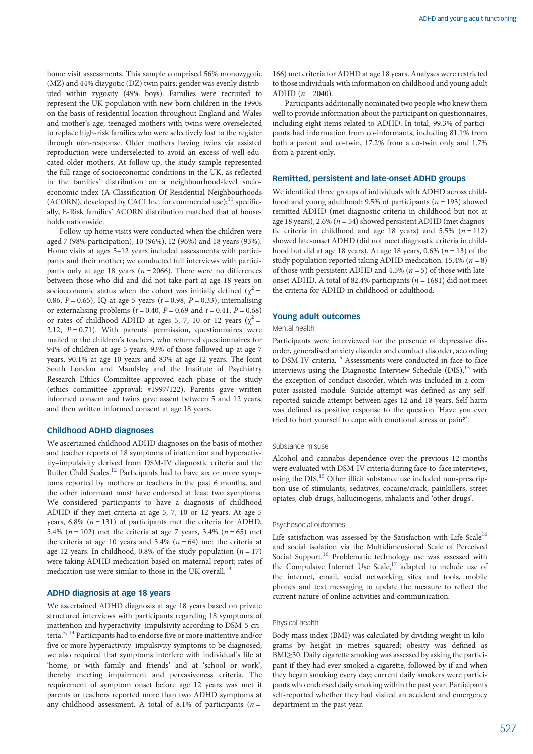home visit assessments. This sample comprised 56% monozygotic (MZ) and 44% dizygotic (DZ) twin pairs; gender was evenly distributed within zygosity (49% boys). Families were recruited to represent the UK population with new-born children in the 1990s on the basis of residential location throughout England and Wales and mother's age; teenaged mothers with twins were overselected to replace high-risk families who were selectively lost to the register through non-response. Older mothers having twins via assisted reproduction were underselected to avoid an excess of well-educated older mothers. At follow-up, the study sample represented the full range of socioeconomic conditions in the UK, as reflected in the families' distribution on a neighbourhood-level socioeconomic index (A Classification Of Residential Neighbourhoods (ACORN), developed by CACI Inc. for commercial use);[11] specifically, E-Risk families' ACORN distribution matched that of households nationwide.

Follow-up home visits were conducted when the children were aged 7 (98% participation), 10 (96%), 12 (96%) and 18 years (93%). Home visits at ages 5–12 years included assessments with participants and their mother; we conducted full interviews with participants only at age 18 years ($n = 2066$). There were no differences between those who did and did not take part at age 18 years on socioeconomic status when the cohort was initially defined ($\chi^2 = 0.86$, $P = 0.65$), IQ at age 5 years ($t = 0.98$, $P = 0.33$), internalising or externalising problems ($t = 0.40$, $P = 0.69$ and $t = 0.41$, $P = 0.68$) or rates of childhood ADHD at ages 5, 7, 10 or 12 years ($\chi^2 = 2.12$, $P = 0.71$). With parents' permission, questionnaires were mailed to the children's teachers, who returned questionnaires for 94% of children at age 5 years, 93% of those followed up at age 7 years, 90.1% at age 10 years and 83% at age 12 years. The Joint South London and Maudsley and the Institute of Psychiatry Research Ethics Committee approved each phase of the study (ethics committee approval: #1997/122). Parents gave written informed consent and twins gave assent between 5 and 12 years, and then written informed consent at age 18 years.

## Childhood ADHD diagnoses

We ascertained childhood ADHD diagnoses on the basis of mother and teacher reports of 18 symptoms of inattention and hyperactivity–impulsivity derived from DSM-IV diagnostic criteria and the Rutter Child Scales.[12] Participants had to have six or more symptoms reported by mothers or teachers in the past 6 months, and the other informant must have endorsed at least two symptoms. We considered participants to have a diagnosis of childhood ADHD if they met criteria at age 5, 7, 10 or 12 years. At age 5 years, 6.8% ($n = 131$) of participants met the criteria for ADHD, 5.4% ($n = 102$) met the criteria at age 7 years, 3.4% ($n = 65$) met the criteria at age 10 years and 3.4% ($n = 64$) met the criteria at age 12 years. In childhood, 0.8% of the study population ($n = 17$) were taking ADHD medication based on maternal report; rates of medication use were similar to those in the UK overall.[13]

## ADHD diagnosis at age 18 years

We ascertained ADHD diagnosis at age 18 years based on private structured interviews with participants regarding 18 symptoms of inattention and hyperactivity–impulsivity according to DSM-5 criteria.[5, 14] Participants had to endorse five or more inattentive and/or five or more hyperactivity–impulsivity symptoms to be diagnosed; we also required that symptoms interfere with individual's life at 'home, or with family and friends' and at 'school or work', thereby meeting impairment and pervasiveness criteria. The requirement of symptom onset before age 12 years was met if parents or teachers reported more than two ADHD symptoms at any childhood assessment. A total of 8.1% of participants ($n = 166$) met criteria for ADHD at age 18 years. Analyses were restricted to those individuals with information on childhood and young adult ADHD ($n = 2040$).

Participants additionally nominated two people who knew them well to provide information about the participant on questionnaires, including eight items related to ADHD. In total, 99.3% of participants had information from co-informants, including 81.1% from both a parent and co-twin, 17.2% from a co-twin only and 1.7% from a parent only.

## Remitted, persistent and late-onset ADHD groups

We identified three groups of individuals with ADHD across childhood and young adulthood: 9.5% of participants ($n = 193$) showed remitted ADHD (met diagnostic criteria in childhood but not at age 18 years), 2.6% ($n = 54$) showed persistent ADHD (met diagnostic criteria in childhood and age 18 years) and 5.5% ($n = 112$) showed late-onset ADHD (did not meet diagnostic criteria in childhood but did at age 18 years). At age 18 years, 0.6% ($n = 13$) of the study population reported taking ADHD medication: 15.4% ($n = 8$) of those with persistent ADHD and 4.5% ($n = 5$) of those with late-onset ADHD. A total of 82.4% participants ($n = 1681$) did not meet the criteria for ADHD in childhood or adulthood.

## Young adult outcomes

### Mental health

Participants were interviewed for the presence of depressive disorder, generalised anxiety disorder and conduct disorder, according to DSM-IV criteria.[15] Assessments were conducted in face-to-face interviews using the Diagnostic Interview Schedule (DIS),[15] with the exception of conduct disorder, which was included in a computer-assisted module. Suicide attempt was defined as any self-reported suicide attempt between ages 12 and 18 years. Self-harm was defined as positive response to the question 'Have you ever tried to hurt yourself to cope with emotional stress or pain?'.

### Substance misuse

Alcohol and cannabis dependence over the previous 12 months were evaluated with DSM-IV criteria during face-to-face interviews, using the DIS.[15] Other illicit substance use included non-prescription use of stimulants, sedatives, cocaine/crack, painkillers, street opiates, club drugs, hallucinogens, inhalants and 'other drugs'.

### Psychosocial outcomes

Life satisfaction was assessed by the Satisfaction with Life Scale[16] and social isolation via the Multidimensional Scale of Perceived Social Support.[16] Problematic technology use was assessed with the Compulsive Internet Use Scale,[17] adapted to include use of the internet, email, social networking sites and tools, mobile phones and text messaging to update the measure to reflect the current nature of online activities and communication.

### Physical health

Body mass index (BMI) was calculated by dividing weight in kilograms by height in metres squared; obesity was defined as BMI≥30. Daily cigarette smoking was assessed by asking the participant if they had ever smoked a cigarette, followed by if and when they began smoking every day; current daily smokers were participants who endorsed daily smoking within the past year. Participants self-reported whether they had visited an accident and emergency department in the past year.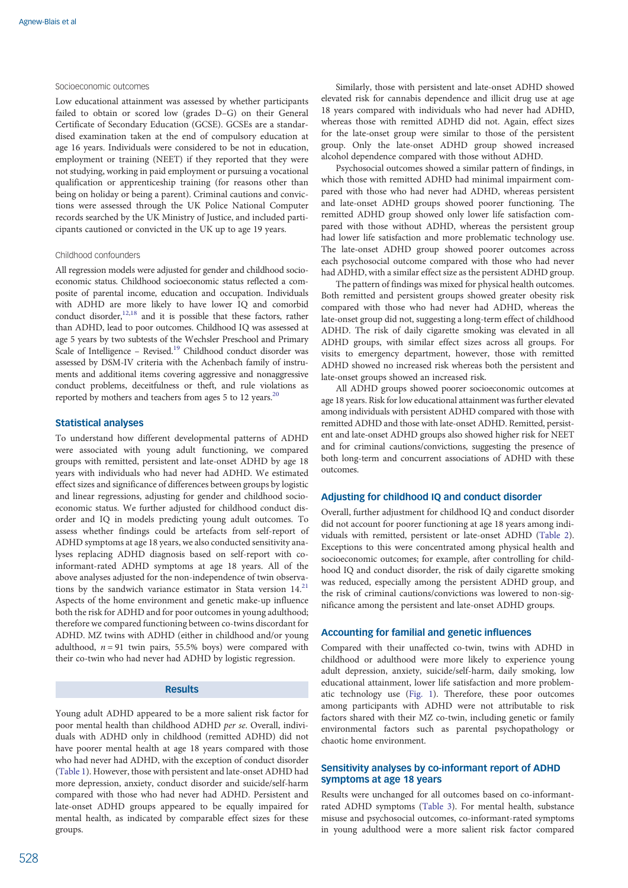### Socioeconomic outcomes

Low educational attainment was assessed by whether participants failed to obtain or scored low (grades D–G) on their General Certificate of Secondary Education (GCSE). GCSEs are a standardised examination taken at the end of compulsory education at age 16 years. Individuals were considered to be not in education, employment or training (NEET) if they reported that they were not studying, working in paid employment or pursuing a vocational qualification or apprenticeship training (for reasons other than being on holiday or being a parent). Criminal cautions and convictions were assessed through the UK Police National Computer records searched by the UK Ministry of Justice, and included participants cautioned or convicted in the UK up to age 19 years.

### Childhood confounders

All regression models were adjusted for gender and childhood socioeconomic status. Childhood socioeconomic status reflected a composite of parental income, education and occupation. Individuals with ADHD are more likely to have lower IQ and comorbid conduct disorder,[12,18] and it is possible that these factors, rather than ADHD, lead to poor outcomes. Childhood IQ was assessed at age 5 years by two subtests of the Wechsler Preschool and Primary Scale of Intelligence – Revised.[19] Childhood conduct disorder was assessed by DSM-IV criteria with the Achenbach family of instruments and additional items covering aggressive and nonaggressive conduct problems, deceitfulness or theft, and rule violations as reported by mothers and teachers from ages 5 to 12 years.[20]

## Statistical analyses

To understand how different developmental patterns of ADHD were associated with young adult functioning, we compared groups with remitted, persistent and late-onset ADHD by age 18 years with individuals who had never had ADHD. We estimated effect sizes and significance of differences between groups by logistic and linear regressions, adjusting for gender and childhood socioeconomic status. We further adjusted for childhood conduct disorder and IQ in models predicting young adult outcomes. To assess whether findings could be artefacts from self-report of ADHD symptoms at age 18 years, we also conducted sensitivity analyses replacing ADHD diagnosis based on self-report with co-informant-rated ADHD symptoms at age 18 years. All of the above analyses adjusted for the non-independence of twin observations by the sandwich variance estimator in Stata version 14.[21] Aspects of the home environment and genetic make-up influence both the risk for ADHD and for poor outcomes in young adulthood; therefore we compared functioning between co-twins discordant for ADHD. MZ twins with ADHD (either in childhood and/or young adulthood, $n = 91$ twin pairs, 55.5% boys) were compared with their co-twin who had never had ADHD by logistic regression.

## Results

Young adult ADHD appeared to be a more salient risk factor for poor mental health than childhood ADHD *per se*. Overall, individuals with ADHD only in childhood (remitted ADHD) did not have poorer mental health at age 18 years compared with those who had never had ADHD, with the exception of conduct disorder (Table 1). However, those with persistent and late-onset ADHD had more depression, anxiety, conduct disorder and suicide/self-harm compared with those who had never had ADHD. Persistent and late-onset ADHD groups appeared to be equally impaired for mental health, as indicated by comparable effect sizes for these groups.

Similarly, those with persistent and late-onset ADHD showed elevated risk for cannabis dependence and illicit drug use at age 18 years compared with individuals who had never had ADHD, whereas those with remitted ADHD did not. Again, effect sizes for the late-onset group were similar to those of the persistent group. Only the late-onset ADHD group showed increased alcohol dependence compared with those without ADHD.

Psychosocial outcomes showed a similar pattern of findings, in which those with remitted ADHD had minimal impairment compared with those who had never had ADHD, whereas persistent and late-onset ADHD groups showed poorer functioning. The remitted ADHD group showed only lower life satisfaction compared with those without ADHD, whereas the persistent group had lower life satisfaction and more problematic technology use. The late-onset ADHD group showed poorer outcomes across each psychosocial outcome compared with those who had never had ADHD, with a similar effect size as the persistent ADHD group.

The pattern of findings was mixed for physical health outcomes. Both remitted and persistent groups showed greater obesity risk compared with those who had never had ADHD, whereas the late-onset group did not, suggesting a long-term effect of childhood ADHD. The risk of daily cigarette smoking was elevated in all ADHD groups, with similar effect sizes across all groups. For visits to emergency department, however, those with remitted ADHD showed no increased risk whereas both the persistent and late-onset groups showed an increased risk.

All ADHD groups showed poorer socioeconomic outcomes at age 18 years. Risk for low educational attainment was further elevated among individuals with persistent ADHD compared with those with remitted ADHD and those with late-onset ADHD. Remitted, persistent and late-onset ADHD groups also showed higher risk for NEET and for criminal cautions/convictions, suggesting the presence of both long-term and concurrent associations of ADHD with these outcomes.

## Adjusting for childhood IQ and conduct disorder

Overall, further adjustment for childhood IQ and conduct disorder did not account for poorer functioning at age 18 years among individuals with remitted, persistent or late-onset ADHD (Table 2). Exceptions to this were concentrated among physical health and socioeconomic outcomes; for example, after controlling for childhood IQ and conduct disorder, the risk of daily cigarette smoking was reduced, especially among the persistent ADHD group, and the risk of criminal cautions/convictions was lowered to non-significance among the persistent and late-onset ADHD groups.

## Accounting for familial and genetic influences

Compared with their unaffected co-twin, twins with ADHD in childhood or adulthood were more likely to experience young adult depression, anxiety, suicide/self-harm, daily smoking, low educational attainment, lower life satisfaction and more problematic technology use (Fig. 1). Therefore, these poor outcomes among participants with ADHD were not attributable to risk factors shared with their MZ co-twin, including genetic or family environmental factors such as parental psychopathology or chaotic home environment.

## Sensitivity analyses by co-informant report of ADHD symptoms at age 18 years

Results were unchanged for all outcomes based on co-informant-rated ADHD symptoms (Table 3). For mental health, substance misuse and psychosocial outcomes, co-informant-rated symptoms in young adulthood were a more salient risk factor compared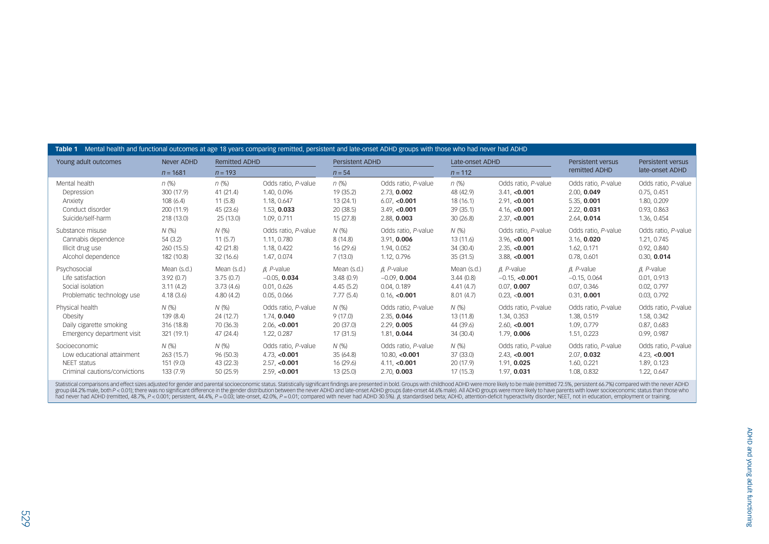**Table 1** Mental health and functional outcomes at age 18 years comparing remitted, persistent and late-onset ADHD groups with those who had never had ADHD

| Young adult outcomes | Never ADHD | Remitted ADHD | | Persistent ADHD | | Late-onset ADHD | | Persistent versus remitted ADHD | Persistent versus late-onset ADHD |
|---|---|---|---|---|---|---|---|---|---|
| | $n$ = 1681 | $n$ = 193 | | $n$ = 54 | | $n$ = 112 | | | |
| Mental health | $n$ (%) | $n$ (%) | Odds ratio, $P$-value | $n$ (%) | Odds ratio, $P$-value | $n$ (%) | Odds ratio, $P$-value | Odds ratio, $P$-value | Odds ratio, $P$-value |
| Depression | 300 (17.9) | 41 (21.4) | 1.40, 0.096 | 19 (35.2) | 2.73, **0.002** | 48 (42.9) | 3.41, **<0.001** | 2.00, **0.049** | 0.75, 0.451 |
| Anxiety | 108 (6.4) | 11 (5.8) | 1.18, 0.647 | 13 (24.1) | 6.07, **<0.001** | 18 (16.1) | 2.91, **<0.001** | 5.35, **0.001** | 1.80, 0.209 |
| Conduct disorder | 200 (11.9) | 45 (23.6) | 1.53, **0.033** | 20 (38.5) | 3.49, **<0.001** | 39 (35.1) | 4.16, **<0.001** | 2.22, **0.031** | 0.93, 0.863 |
| Suicide/self-harm | 218 (13.0) | 25 (13.0) | 1.09, 0.711 | 15 (27.8) | 2.88, **0.003** | 30 (26.8) | 2.37, **<0.001** | 2.64, **0.014** | 1.36, 0.454 |
| Substance misuse | $N$ (%) | $N$ (%) | Odds ratio, $P$-value | $N$ (%) | Odds ratio, $P$-value | $N$ (%) | Odds ratio, $P$-value | Odds ratio, $P$-value | Odds ratio, $P$-value |
| Cannabis dependence | 54 (3.2) | 11 (5.7) | 1.11, 0.780 | 8 (14.8) | 3.91, **0.006** | 13 (11.6) | 3.96, **<0.001** | 3.16, **0.020** | 1.21, 0.745 |
| Illicit drug use | 260 (15.5) | 42 (21.8) | 1.18, 0.422 | 16 (29.6) | 1.94, 0.052 | 34 (30.4) | 2.35, **<0.001** | 1.62, 0.171 | 0.92, 0.840 |
| Alcohol dependence | 182 (10.8) | 32 (16.6) | 1.47, 0.074 | 7 (13.0) | 1.12, 0.796 | 35 (31.5) | 3.88, **<0.001** | 0.78, 0.601 | 0.30, **0.014** |
| Psychosocial | Mean (s.d.) | Mean (s.d.) | $\beta$, $P$-value | Mean (s.d.) | $\beta$, $P$-value | Mean (s.d.) | $\beta$, $P$-value | $\beta$, $P$-value | $\beta$, $P$-value |
| Life satisfaction | 3.92 (0.7) | 3.75 (0.7) | −0.05, **0.034** | 3.48 (0.9) | −0.09, **0.004** | 3.44 (0.8) | −0.15, **<0.001** | −0.15, 0.064 | 0.01, 0.913 |
| Social isolation | 3.11 (4.2) | 3.73 (4.6) | 0.01, 0.626 | 4.45 (5.2) | 0.04, 0.189 | 4.41 (4.7) | 0.07, **0.007** | 0.07, 0.346 | 0.02, 0.797 |
| Problematic technology use | 4.18 (3.6) | 4.80 (4.2) | 0.05, 0.066 | 7.77 (5.4) | 0.16, **<0.001** | 8.01 (4.7) | 0.23, **<0.001** | 0.31, **0.001** | 0.03, 0.792 |
| Physical health | $N$ (%) | $N$ (%) | Odds ratio, $P$-value | $N$ (%) | Odds ratio, $P$-value | $N$ (%) | Odds ratio, $P$-value | Odds ratio, $P$-value | Odds ratio, $P$-value |
| Obesity | 139 (8.4) | 24 (12.7) | 1.74, **0.040** | 9 (17.0) | 2.35, **0.046** | 13 (11.8) | 1.34, 0.353 | 1.38, 0.519 | 1.58, 0.342 |
| Daily cigarette smoking | 316 (18.8) | 70 (36.3) | 2.06, **<0.001** | 20 (37.0) | 2.29, **0.005** | 44 (39.6) | 2.60, **<0.001** | 1.09, 0.779 | 0.87, 0.683 |
| Emergency department visit | 321 (19.1) | 47 (24.4) | 1.22, 0.287 | 17 (31.5) | 1.81, **0.044** | 34 (30.4) | 1.79, **0.006** | 1.51, 0.223 | 0.99, 0.987 |
| Socioeconomic | $N$ (%) | $N$ (%) | Odds ratio, $P$-value | $N$ (%) | Odds ratio, $P$-value | $N$ (%) | Odds ratio, $P$-value | Odds ratio, $P$-value | Odds ratio, $P$-value |
| Low educational attainment | 263 (15.7) | 96 (50.3) | 4.73, **<0.001** | 35 (64.8) | 10.80, **<0.001** | 37 (33.0) | 2.43, **<0.001** | 2.07, **0.032** | 4.23, **<0.001** |
| NEET status | 151 (9.0) | 43 (22.3) | 2.57, **<0.001** | 16 (29.6) | 4.11, **<0.001** | 20 (17.9) | 1.91, **0.025** | 1.60, 0.221 | 1.89, 0.123 |
| Criminal cautions/convictions | 133 (7.9) | 50 (25.9) | 2.59, **<0.001** | 13 (25.0) | 2.70, **0.003** | 17 (15.3) | 1.97, **0.031** | 1.08, 0.832 | 1.22, 0.647 |

Statistical comparisons and effect sizes adjusted for gender and parental socioeconomic status. Statistically significant findings are presented in bold. Groups with childhood ADHD were more likely to be male (remitted 72.5%, persistent 66.7%) compared with the never ADHD group (44.2% male, both $P < 0.01$); there was no significant difference in the gender distribution between the never ADHD and late-onset ADHD groups (late-onset 44.6% male). All ADHD groups were more likely to have parents with lower socioeconomic status than those who had never had ADHD (remitted, 48.7%, $P < 0.001$; persistent, 44.4%, $P = 0.03$; late-onset, 42.0%, $P = 0.01$; compared with never had ADHD 30.5%). $\beta$, standardised beta; ADHD, attention-deficit hyperactivity disorder; NEET, not in education, employment or training.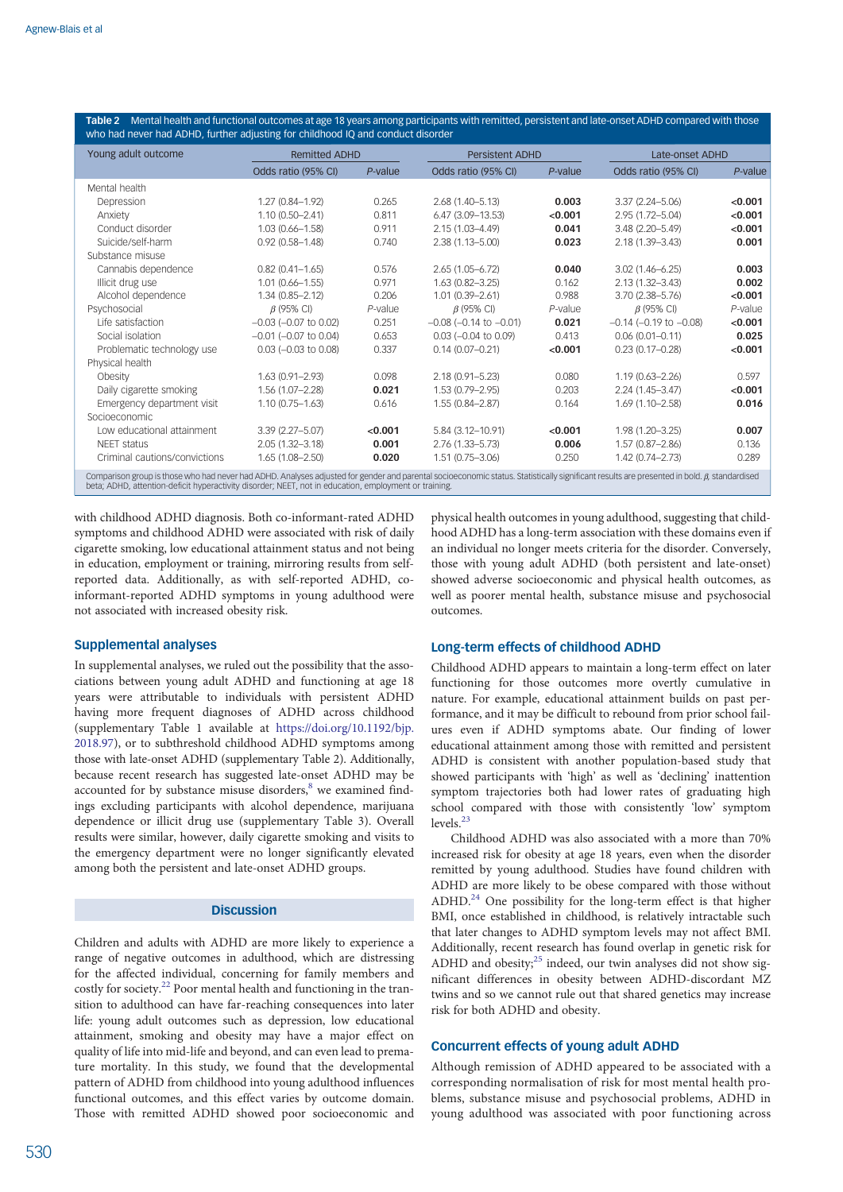**Table 2** Mental health and functional outcomes at age 18 years among participants with remitted, persistent and late-onset ADHD compared with those who had never had ADHD, further adjusting for childhood IQ and conduct disorder

| Young adult outcome | Remitted ADHD | | Persistent ADHD | | Late-onset ADHD | |
|---|---|---|---|---|---|---|
| | Odds ratio (95% CI) | *P*-value | Odds ratio (95% CI) | *P*-value | Odds ratio (95% CI) | *P*-value |
| Mental health | | | | | | |
| Depression | 1.27 (0.84–1.92) | 0.265 | 2.68 (1.40–5.13) | **0.003** | 3.37 (2.24–5.06) | **<0.001** |
| Anxiety | 1.10 (0.50–2.41) | 0.811 | 6.47 (3.09–13.53) | **<0.001** | 2.95 (1.72–5.04) | **<0.001** |
| Conduct disorder | 1.03 (0.66–1.58) | 0.911 | 2.15 (1.03–4.49) | **0.041** | 3.48 (2.20–5.49) | **<0.001** |
| Suicide/self-harm | 0.92 (0.58–1.48) | 0.740 | 2.38 (1.13–5.00) | **0.023** | 2.18 (1.39–3.43) | **0.001** |
| Substance misuse | | | | | | |
| Cannabis dependence | 0.82 (0.41–1.65) | 0.576 | 2.65 (1.05–6.72) | **0.040** | 3.02 (1.46–6.25) | **0.003** |
| Illicit drug use | 1.01 (0.66–1.55) | 0.971 | 1.63 (0.82–3.25) | 0.162 | 2.13 (1.32–3.43) | **0.002** |
| Alcohol dependence | 1.34 (0.85–2.12) | 0.206 | 1.01 (0.39–2.61) | 0.988 | 3.70 (2.38–5.76) | **<0.001** |
| Psychosocial | *β* (95% CI) | *P*-value | *β* (95% CI) | *P*-value | *β* (95% CI) | *P*-value |
| Life satisfaction | −0.03 (−0.07 to 0.02) | 0.251 | −0.08 (−0.14 to −0.01) | **0.021** | −0.14 (−0.19 to −0.08) | **<0.001** |
| Social isolation | −0.01 (−0.07 to 0.04) | 0.653 | 0.03 (−0.04 to 0.09) | 0.413 | 0.06 (0.01–0.11) | **0.025** |
| Problematic technology use | 0.03 (−0.03 to 0.08) | 0.337 | 0.14 (0.07–0.21) | **<0.001** | 0.23 (0.17–0.28) | **<0.001** |
| Physical health | | | | | | |
| Obesity | 1.63 (0.91–2.93) | 0.098 | 2.18 (0.91–5.23) | 0.080 | 1.19 (0.63–2.26) | 0.597 |
| Daily cigarette smoking | 1.56 (1.07–2.28) | **0.021** | 1.53 (0.79–2.95) | 0.203 | 2.24 (1.45–3.47) | **<0.001** |
| Emergency department visit | 1.10 (0.75–1.63) | 0.616 | 1.55 (0.84–2.87) | 0.164 | 1.69 (1.10–2.58) | **0.016** |
| Socioeconomic | | | | | | |
| Low educational attainment | 3.39 (2.27–5.07) | **<0.001** | 5.84 (3.12–10.91) | **<0.001** | 1.98 (1.20–3.25) | **0.007** |
| NEET status | 2.05 (1.32–3.18) | **0.001** | 2.76 (1.33–5.73) | **0.006** | 1.57 (0.87–2.86) | 0.136 |
| Criminal cautions/convictions | 1.65 (1.08–2.50) | **0.020** | 1.51 (0.75–3.06) | 0.250 | 1.42 (0.74–2.73) | 0.289 |

Comparison group is those who had never had ADHD. Analyses adjusted for gender and parental socioeconomic status. Statistically significant results are presented in bold. *β*, standardised beta; ADHD, attention-deficit hyperactivity disorder; NEET, not in education, employment or training.

with childhood ADHD diagnosis. Both co-informant-rated ADHD symptoms and childhood ADHD were associated with risk of daily cigarette smoking, low educational attainment status and not being in education, employment or training, mirroring results from self-reported data. Additionally, as with self-reported ADHD, co-informant-reported ADHD symptoms in young adulthood were not associated with increased obesity risk.

### Supplemental analyses

In supplemental analyses, we ruled out the possibility that the associations between young adult ADHD and functioning at age 18 years were attributable to individuals with persistent ADHD having more frequent diagnoses of ADHD across childhood (supplementary Table 1 available at https://doi.org/10.1192/bjp.2018.97), or to subthreshold childhood ADHD symptoms among those with late-onset ADHD (supplementary Table 2). Additionally, because recent research has suggested late-onset ADHD may be accounted for by substance misuse disorders,[8] we examined findings excluding participants with alcohol dependence, marijuana dependence or illicit drug use (supplementary Table 3). Overall results were similar, however, daily cigarette smoking and visits to the emergency department were no longer significantly elevated among both the persistent and late-onset ADHD groups.

## Discussion

Children and adults with ADHD are more likely to experience a range of negative outcomes in adulthood, which are distressing for the affected individual, concerning for family members and costly for society.[22] Poor mental health and functioning in the transition to adulthood can have far-reaching consequences into later life: young adult outcomes such as depression, low educational attainment, smoking and obesity may have a major effect on quality of life into mid-life and beyond, and can even lead to premature mortality. In this study, we found that the developmental pattern of ADHD from childhood into young adulthood influences functional outcomes, and this effect varies by outcome domain. Those with remitted ADHD showed poor socioeconomic and physical health outcomes in young adulthood, suggesting that childhood ADHD has a long-term association with these domains even if an individual no longer meets criteria for the disorder. Conversely, those with young adult ADHD (both persistent and late-onset) showed adverse socioeconomic and physical health outcomes, as well as poorer mental health, substance misuse and psychosocial outcomes.

### Long-term effects of childhood ADHD

Childhood ADHD appears to maintain a long-term effect on later functioning for those outcomes more overtly cumulative in nature. For example, educational attainment builds on past performance, and it may be difficult to rebound from prior school failures even if ADHD symptoms abate. Our finding of lower educational attainment among those with remitted and persistent ADHD is consistent with another population-based study that showed participants with 'high' as well as 'declining' inattention symptom trajectories both had lower rates of graduating high school compared with those with consistently 'low' symptom levels.[23]

Childhood ADHD was also associated with a more than 70% increased risk for obesity at age 18 years, even when the disorder remitted by young adulthood. Studies have found children with ADHD are more likely to be obese compared with those without ADHD.[24] One possibility for the long-term effect is that higher BMI, once established in childhood, is relatively intractable such that later changes to ADHD symptom levels may not affect BMI. Additionally, recent research has found overlap in genetic risk for ADHD and obesity;[25] indeed, our twin analyses did not show significant differences in obesity between ADHD-discordant MZ twins and so we cannot rule out that shared genetics may increase risk for both ADHD and obesity.

### Concurrent effects of young adult ADHD

Although remission of ADHD appeared to be associated with a corresponding normalisation of risk for most mental health problems, substance misuse and psychosocial problems, ADHD in young adulthood was associated with poor functioning across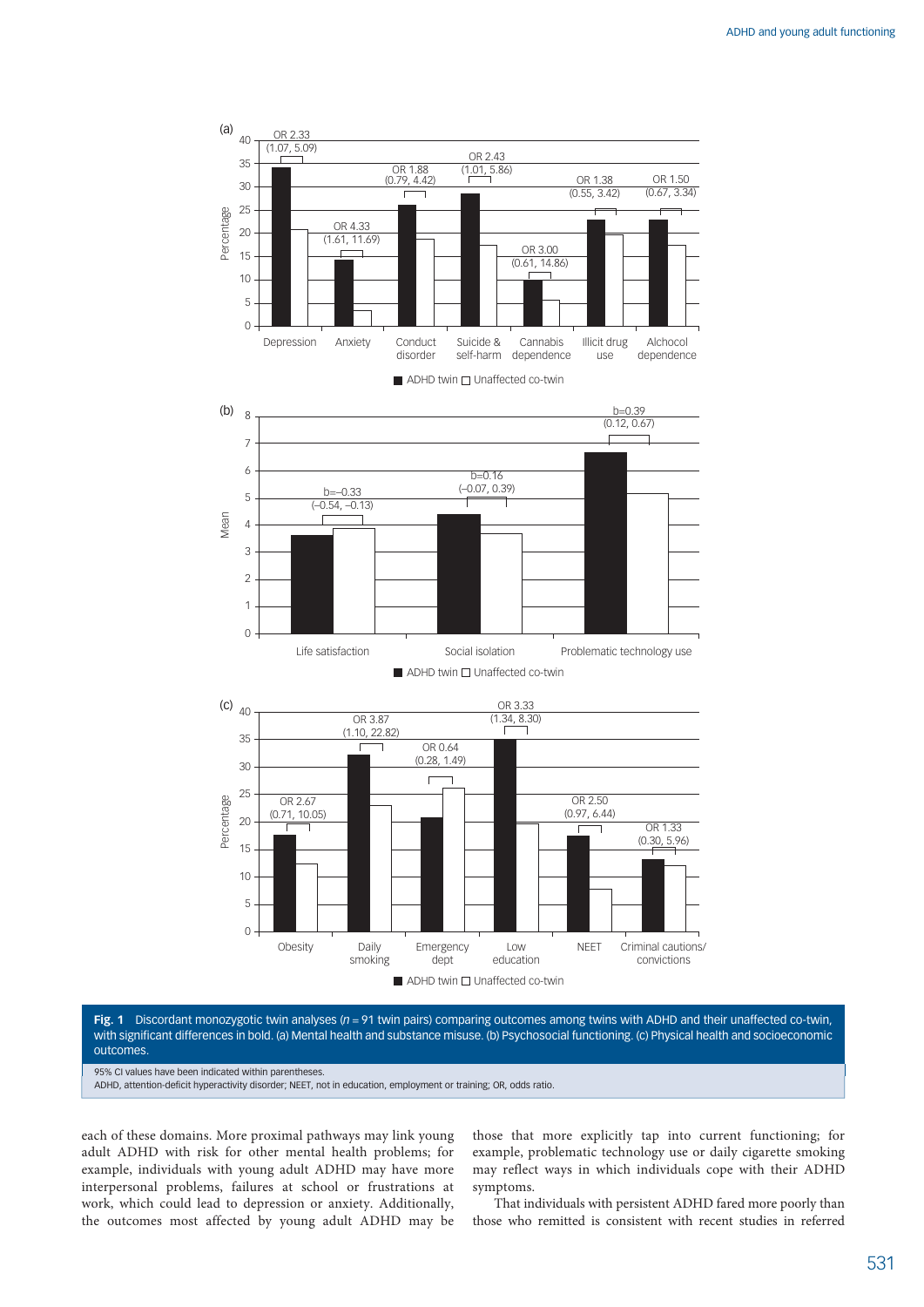Fig. 1 Discordant monozygotic twin analyses ($n$ = 91 twin pairs) comparing outcomes among twins with ADHD and their unaffected co-twin, with significant differences in bold. (a) Mental health and substance misuse. (b) Psychosocial functioning. (c) Physical health and socioeconomic outcomes.

95% CI values have been indicated within parentheses.
ADHD, attention-deficit hyperactivity disorder; NEET, not in education, employment or training; OR, odds ratio.

each of these domains. More proximal pathways may link young adult ADHD with risk for other mental health problems; for example, individuals with young adult ADHD may have more interpersonal problems, failures at school or frustrations at work, which could lead to depression or anxiety. Additionally, the outcomes most affected by young adult ADHD may be those that more explicitly tap into current functioning; for example, problematic technology use or daily cigarette smoking may reflect ways in which individuals cope with their ADHD symptoms.

That individuals with persistent ADHD fared more poorly than those who remitted is consistent with recent studies in referred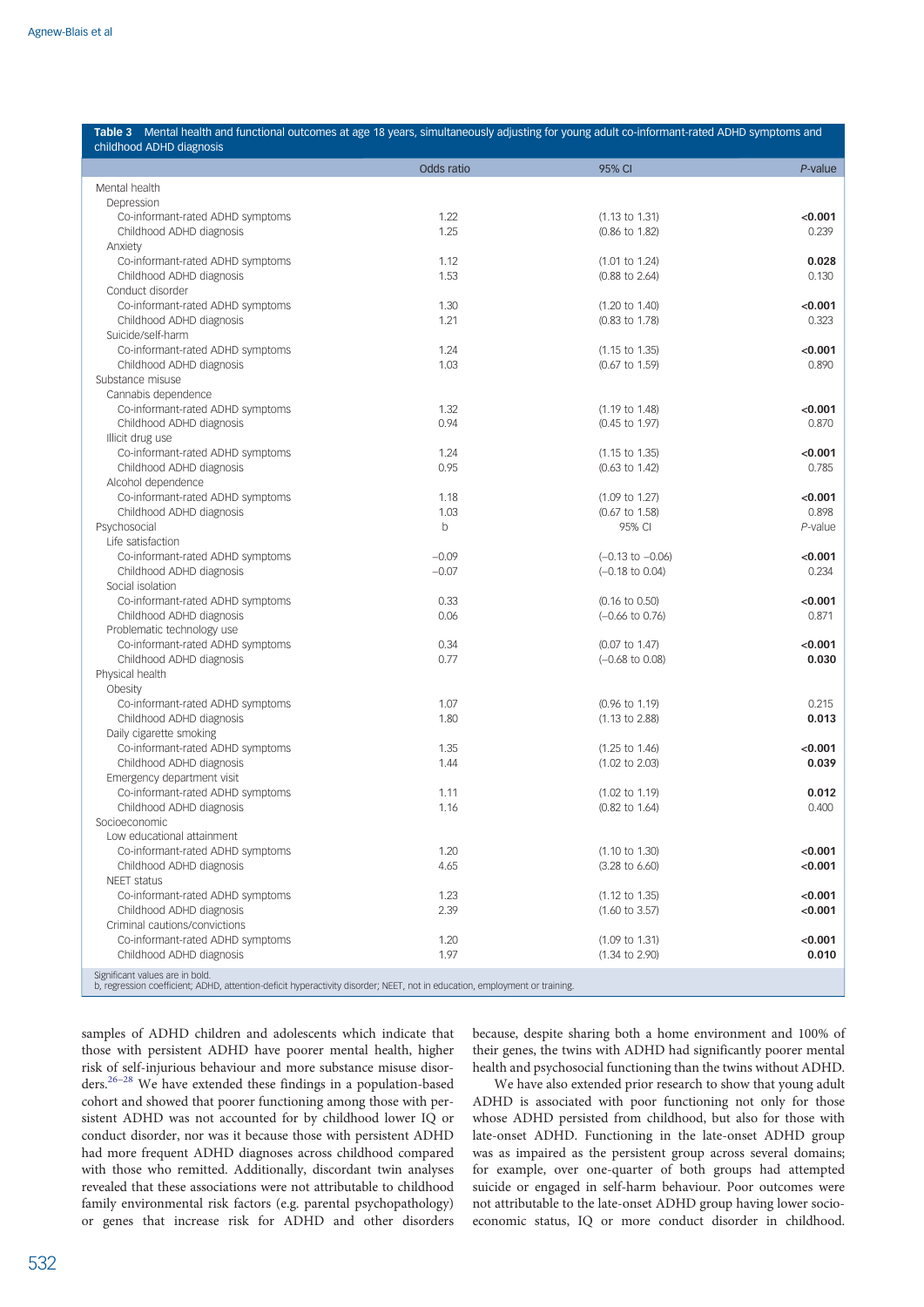**Table 3** Mental health and functional outcomes at age 18 years, simultaneously adjusting for young adult co-informant-rated ADHD symptoms and childhood ADHD diagnosis

| | Odds ratio | 95% CI | *P*-value |
|---|---|---|---|
| Mental health | | | |
| Depression | | | |
| Co-informant-rated ADHD symptoms | 1.22 | (1.13 to 1.31) | **<0.001** |
| Childhood ADHD diagnosis | 1.25 | (0.86 to 1.82) | 0.239 |
| Anxiety | | | |
| Co-informant-rated ADHD symptoms | 1.12 | (1.01 to 1.24) | **0.028** |
| Childhood ADHD diagnosis | 1.53 | (0.88 to 2.64) | 0.130 |
| Conduct disorder | | | |
| Co-informant-rated ADHD symptoms | 1.30 | (1.20 to 1.40) | **<0.001** |
| Childhood ADHD diagnosis | 1.21 | (0.83 to 1.78) | 0.323 |
| Suicide/self-harm | | | |
| Co-informant-rated ADHD symptoms | 1.24 | (1.15 to 1.35) | **<0.001** |
| Childhood ADHD diagnosis | 1.03 | (0.67 to 1.59) | 0.890 |
| Substance misuse | | | |
| Cannabis dependence | | | |
| Co-informant-rated ADHD symptoms | 1.32 | (1.19 to 1.48) | **<0.001** |
| Childhood ADHD diagnosis | 0.94 | (0.45 to 1.97) | 0.870 |
| Illicit drug use | | | |
| Co-informant-rated ADHD symptoms | 1.24 | (1.15 to 1.35) | **<0.001** |
| Childhood ADHD diagnosis | 0.95 | (0.63 to 1.42) | 0.785 |
| Alcohol dependence | | | |
| Co-informant-rated ADHD symptoms | 1.18 | (1.09 to 1.27) | **<0.001** |
| Childhood ADHD diagnosis | 1.03 | (0.67 to 1.58) | 0.898 |
| Psychosocial | b | 95% CI | *P*-value |
| Life satisfaction | | | |
| Co-informant-rated ADHD symptoms | −0.09 | (−0.13 to −0.06) | **<0.001** |
| Childhood ADHD diagnosis | −0.07 | (−0.18 to 0.04) | 0.234 |
| Social isolation | | | |
| Co-informant-rated ADHD symptoms | 0.33 | (0.16 to 0.50) | **<0.001** |
| Childhood ADHD diagnosis | 0.06 | (−0.66 to 0.76) | 0.871 |
| Problematic technology use | | | |
| Co-informant-rated ADHD symptoms | 0.34 | (0.07 to 1.47) | **<0.001** |
| Childhood ADHD diagnosis | 0.77 | (−0.68 to 0.08) | **0.030** |
| Physical health | | | |
| Obesity | | | |
| Co-informant-rated ADHD symptoms | 1.07 | (0.96 to 1.19) | 0.215 |
| Childhood ADHD diagnosis | 1.80 | (1.13 to 2.88) | **0.013** |
| Daily cigarette smoking | | | |
| Co-informant-rated ADHD symptoms | 1.35 | (1.25 to 1.46) | **<0.001** |
| Childhood ADHD diagnosis | 1.44 | (1.02 to 2.03) | **0.039** |
| Emergency department visit | | | |
| Co-informant-rated ADHD symptoms | 1.11 | (1.02 to 1.19) | **0.012** |
| Childhood ADHD diagnosis | 1.16 | (0.82 to 1.64) | 0.400 |
| Socioeconomic | | | |
| Low educational attainment | | | |
| Co-informant-rated ADHD symptoms | 1.20 | (1.10 to 1.30) | **<0.001** |
| Childhood ADHD diagnosis | 4.65 | (3.28 to 6.60) | **<0.001** |
| NEET status | | | |
| Co-informant-rated ADHD symptoms | 1.23 | (1.12 to 1.35) | **<0.001** |
| Childhood ADHD diagnosis | 2.39 | (1.60 to 3.57) | **<0.001** |
| Criminal cautions/convictions | | | |
| Co-informant-rated ADHD symptoms | 1.20 | (1.09 to 1.31) | **<0.001** |
| Childhood ADHD diagnosis | 1.97 | (1.34 to 2.90) | **0.010** |

Significant values are in bold.
b, regression coefficient; ADHD, attention-deficit hyperactivity disorder; NEET, not in education, employment or training.

samples of ADHD children and adolescents which indicate that those with persistent ADHD have poorer mental health, higher risk of self-injurious behaviour and more substance misuse disorders.[26–28] We have extended these findings in a population-based cohort and showed that poorer functioning among those with persistent ADHD was not accounted for by childhood lower IQ or conduct disorder, nor was it because those with persistent ADHD had more frequent ADHD diagnoses across childhood compared with those who remitted. Additionally, discordant twin analyses revealed that these associations were not attributable to childhood family environmental risk factors (e.g. parental psychopathology) or genes that increase risk for ADHD and other disorders because, despite sharing both a home environment and 100% of their genes, the twins with ADHD had significantly poorer mental health and psychosocial functioning than the twins without ADHD.

We have also extended prior research to show that young adult ADHD is associated with poor functioning not only for those whose ADHD persisted from childhood, but also for those with late-onset ADHD. Functioning in the late-onset ADHD group was as impaired as the persistent group across several domains; for example, over one-quarter of both groups had attempted suicide or engaged in self-harm behaviour. Poor outcomes were not attributable to the late-onset ADHD group having lower socioeconomic status, IQ or more conduct disorder in childhood.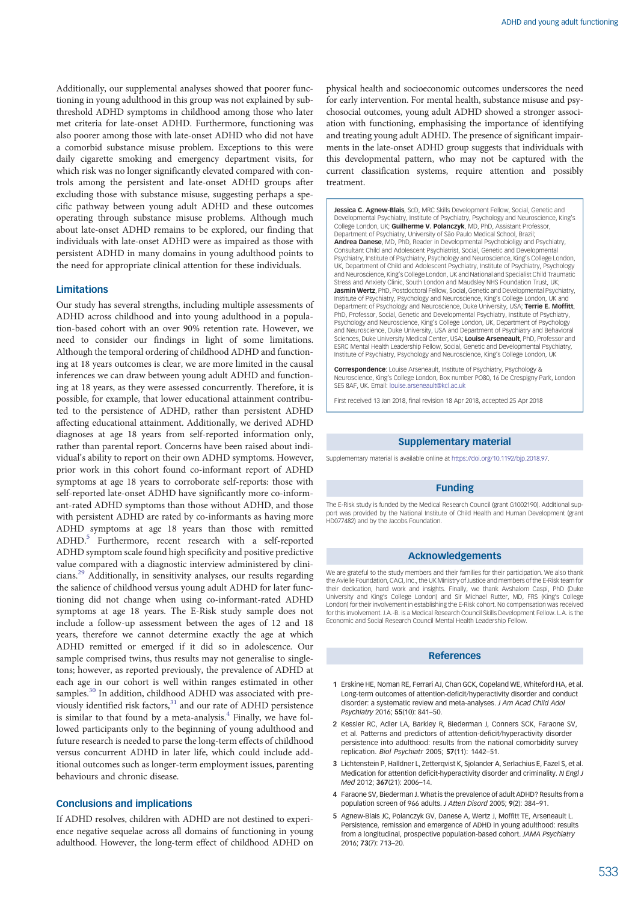Additionally, our supplemental analyses showed that poorer functioning in young adulthood in this group was not explained by subthreshold ADHD symptoms in childhood among those who later met criteria for late-onset ADHD. Furthermore, functioning was also poorer among those with late-onset ADHD who did not have a comorbid substance misuse problem. Exceptions to this were daily cigarette smoking and emergency department visits, for which risk was no longer significantly elevated compared with controls among the persistent and late-onset ADHD groups after excluding those with substance misuse, suggesting perhaps a specific pathway between young adult ADHD and these outcomes operating through substance misuse problems. Although much about late-onset ADHD remains to be explored, our finding that individuals with late-onset ADHD were as impaired as those with persistent ADHD in many domains in young adulthood points to the need for appropriate clinical attention for these individuals.

## Limitations

Our study has several strengths, including multiple assessments of ADHD across childhood and into young adulthood in a population-based cohort with an over 90% retention rate. However, we need to consider our findings in light of some limitations. Although the temporal ordering of childhood ADHD and functioning at 18 years outcomes is clear, we are more limited in the causal inferences we can draw between young adult ADHD and functioning at 18 years, as they were assessed concurrently. Therefore, it is possible, for example, that lower educational attainment contributed to the persistence of ADHD, rather than persistent ADHD affecting educational attainment. Additionally, we derived ADHD diagnoses at age 18 years from self-reported information only, rather than parental report. Concerns have been raised about individual's ability to report on their own ADHD symptoms. However, prior work in this cohort found co-informant report of ADHD symptoms at age 18 years to corroborate self-reports: those with self-reported late-onset ADHD have significantly more co-informant-rated ADHD symptoms than those without ADHD, and those with persistent ADHD are rated by co-informants as having more ADHD symptoms at age 18 years than those with remitted ADHD.[5] Furthermore, recent research with a self-reported ADHD symptom scale found high specificity and positive predictive value compared with a diagnostic interview administered by clinicians.[29] Additionally, in sensitivity analyses, our results regarding the salience of childhood versus young adult ADHD for later functioning did not change when using co-informant-rated ADHD symptoms at age 18 years. The E-Risk study sample does not include a follow-up assessment between the ages of 12 and 18 years, therefore we cannot determine exactly the age at which ADHD remitted or emerged if it did so in adolescence. Our sample comprised twins, thus results may not generalise to singletons; however, as reported previously, the prevalence of ADHD at each age in our cohort is well within ranges estimated in other samples.[30] In addition, childhood ADHD was associated with previously identified risk factors,[31] and our rate of ADHD persistence is similar to that found by a meta-analysis.[4] Finally, we have followed participants only to the beginning of young adulthood and future research is needed to parse the long-term effects of childhood versus concurrent ADHD in later life, which could include additional outcomes such as longer-term employment issues, parenting behaviours and chronic disease.

## Conclusions and implications

If ADHD resolves, children with ADHD are not destined to experience negative sequelae across all domains of functioning in young adulthood. However, the long-term effect of childhood ADHD on physical health and socioeconomic outcomes underscores the need for early intervention. For mental health, substance misuse and psychosocial outcomes, young adult ADHD showed a stronger association with functioning, emphasising the importance of identifying and treating young adult ADHD. The presence of significant impairments in the late-onset ADHD group suggests that individuals with this developmental pattern, who may not be captured with the current classification systems, require attention and possibly treatment.

**Jessica C. Agnew-Blais**, ScD, MRC Skills Development Fellow, Social, Genetic and Developmental Psychiatry, Institute of Psychiatry, Psychology and Neuroscience, King's College London, UK; **Guilherme V. Polanczyk**, MD, PhD, Assistant Professor, Department of Psychiatry, University of São Paulo Medical School, Brazil; **Andrea Danese**, MD, PhD, Reader in Developmental Psychobiology and Psychiatry, Consultant Child and Adolescent Psychiatrist, Social, Genetic and Developmental Psychiatry, Institute of Psychiatry, Psychology and Neuroscience, King's College London, UK, Department of Child and Adolescent Psychiatry, Institute of Psychiatry, Psychology and Neuroscience, King's College London, UK and National and Specialist Child Traumatic Stress and Anxiety Clinic, South London and Maudsley NHS Foundation Trust, UK; **Jasmin Wertz**, PhD, Postdoctoral Fellow, Social, Genetic and Developmental Psychiatry, Institute of Psychiatry, Psychology and Neuroscience, King's College London, UK and Department of Psychology and Neuroscience, Duke University, USA; **Terrie E. Moffitt**, PhD, Professor, Social, Genetic and Developmental Psychiatry, Institute of Psychiatry, Psychology and Neuroscience, King's College London, UK, Department of Psychology and Neuroscience, Duke University, USA and Department of Psychiatry and Behavioral Sciences, Duke University Medical Center, USA; **Louise Arseneault**, PhD, Professor and ESRC Mental Health Leadership Fellow, Social, Genetic and Developmental Psychiatry, Institute of Psychiatry, Psychology and Neuroscience, King's College London, UK

**Correspondence**: Louise Arseneault, Institute of Psychiatry, Psychology & Neuroscience, King's College London, Box number PO80, 16 De Crespigny Park, London SE5 8AF, UK. Email: louise.arseneault@kcl.ac.uk

First received 13 Jan 2018, final revision 18 Apr 2018, accepted 25 Apr 2018

## Supplementary material

Supplementary material is available online at https://doi.org/10.1192/bjp.2018.97.

## Funding

The E-Risk study is funded by the Medical Research Council (grant G1002190). Additional support was provided by the National Institute of Child Health and Human Development (grant HD077482) and by the Jacobs Foundation.

## Acknowledgements

We are grateful to the study members and their families for their participation. We also thank the Avielle Foundation, CACI, Inc., the UK Ministry of Justice and members of the E-Risk team for their dedication, hard work and insights. Finally, we thank Avshalom Caspi, PhD (Duke University and King's College London) and Sir Michael Rutter, MD, FRS (King's College London) for their involvement in establishing the E-Risk cohort. No compensation was received for this involvement. J.A.-B. is a Medical Research Council Skills Development Fellow. L.A. is the Economic and Social Research Council Mental Health Leadership Fellow.

## References

1 Erskine HE, Noman RE, Ferrari AJ, Chan GCK, Copeland WE, Whiteford HA, et al. Long-term outcomes of attention-deficit/hyperactivity disorder and conduct disorder: a systematic review and meta-analyses. *J Am Acad Child Adol Psychiatry* 2016; **55**(10): 841–50.

2 Kessler RC, Adler LA, Barkley R, Biederman J, Conners SCK, Faraone SV, et al. Patterns and predictors of attention-deficit/hyperactivity disorder persistence into adulthood: results from the national comorbidity survey replication. *Biol Psychiatr* 2005; **57**(11): 1442–51.

3 Lichtenstein P, Halldner L, Zetterqvist K, Sjolander A, Serlachius E, Fazel S, et al. Medication for attention deficit-hyperactivity disorder and criminality. *N Engl J Med* 2012; **367**(21): 2006–14.

4 Faraone SV, Biederman J. What is the prevalence of adult ADHD? Results from a population screen of 966 adults. *J Atten Disord* 2005; **9**(2): 384–91.

5 Agnew-Blais JC, Polanczyk GV, Danese A, Wertz J, Moffitt TE, Arseneault L. Persistence, remission and emergence of ADHD in young adulthood: results from a longitudinal, prospective population-based cohort. *JAMA Psychiatry* 2016; **73**(7): 713–20.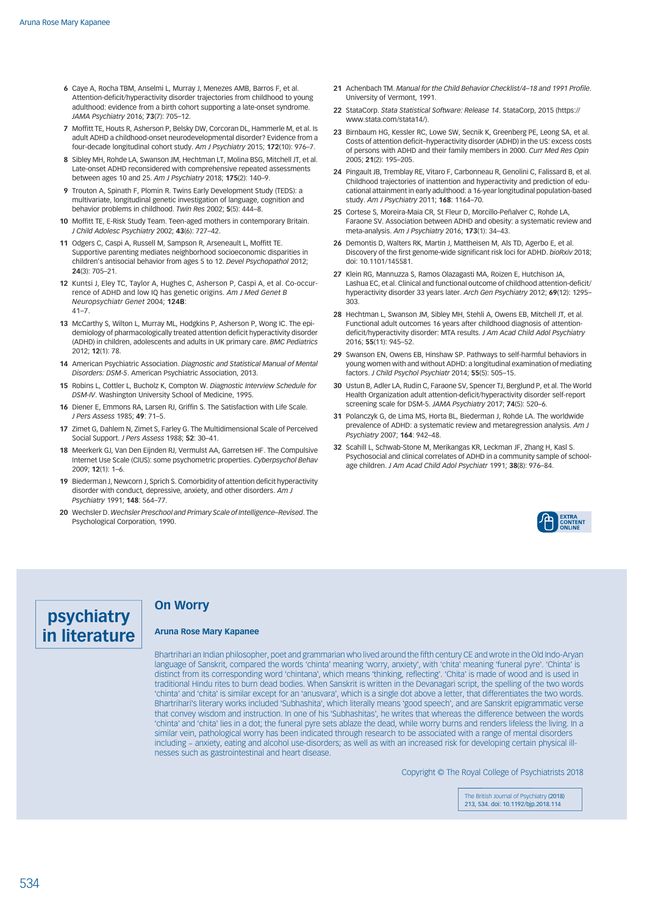6 Caye A, Rocha TBM, Anselmi L, Murray J, Menezes AMB, Barros F, et al. Attention-deficit/hyperactivity disorder trajectories from childhood to young adulthood: evidence from a birth cohort supporting a late-onset syndrome. *JAMA Psychiatry* 2016; **73**(7): 705–12.

7 Moffitt TE, Houts R, Asherson P, Belsky DW, Corcoran DL, Hammerle M, et al. Is adult ADHD a childhood-onset neurodevelopmental disorder? Evidence from a four-decade longitudinal cohort study. *Am J Psychiatry* 2015; **172**(10): 976–7.

8 Sibley MH, Rohde LA, Swanson JM, Hechtman LT, Molina BSG, Mitchell JT, et al. Late-onset ADHD reconsidered with comprehensive repeated assessments between ages 10 and 25. *Am J Psychiatry* 2018; **175**(2): 140–9.

9 Trouton A, Spinath F, Plomin R. Twins Early Development Study (TEDS): a multivariate, longitudinal genetic investigation of language, cognition and behavior problems in childhood. *Twin Res* 2002; **5**(5): 444–8.

10 Moffitt TE, E-Risk Study Team. Teen-aged mothers in contemporary Britain. *J Child Adolesc Psychiatry* 2002; **43**(6): 727–42.

11 Odgers C, Caspi A, Russell M, Sampson R, Arseneault L, Moffitt TE. Supportive parenting mediates neighborhood socioeconomic disparities in children's antisocial behavior from ages 5 to 12. *Devel Psychopathol* 2012; **24**(3): 705–21.

12 Kuntsi J, Eley TC, Taylor A, Hughes C, Asherson P, Caspi A, et al. Co-occurrence of ADHD and low IQ has genetic origins. *Am J Med Genet B Neuropsychiatr Genet* 2004; **124B**: 41–7.

13 McCarthy S, Wilton L, Murray ML, Hodgkins P, Asherson P, Wong IC. The epidemiology of pharmacologically treated attention deficit hyperactivity disorder (ADHD) in children, adolescents and adults in UK primary care. *BMC Pediatrics* 2012; **12**(1): 78.

14 American Psychiatric Association. *Diagnostic and Statistical Manual of Mental Disorders: DSM-5*. American Psychiatric Association, 2013.

15 Robins L, Cottler L, Bucholz K, Compton W. *Diagnostic Interview Schedule for DSM-IV*. Washington University School of Medicine, 1995.

16 Diener E, Emmons RA, Larsen RJ, Griffin S. The Satisfaction with Life Scale. *J Pers Assess* 1985; **49**: 71–5.

17 Zimet G, Dahlem N, Zimet S, Farley G. The Multidimensional Scale of Perceived Social Support. *J Pers Assess* 1988; **52**: 30–41.

18 Meerkerk GJ, Van Den Eijnden RJ, Vermulst AA, Garretsen HF. The Compulsive Internet Use Scale (CIUS): some psychometric properties. *Cyberpsychol Behav* 2009; **12**(1): 1–6.

19 Biederman J, Newcorn J, Sprich S. Comorbidity of attention deficit hyperactivity disorder with conduct, depressive, anxiety, and other disorders. *Am J Psychiatry* 1991; **148**: 564–77.

20 Wechsler D. *Wechsler Preschool and Primary Scale of Intelligence–Revised*. The Psychological Corporation, 1990.

21 Achenbach TM. *Manual for the Child Behavior Checklist/4–18 and 1991 Profile*. University of Vermont, 1991.

22 StataCorp. *Stata Statistical Software: Release 14*. StataCorp, 2015 (https://www.stata.com/stata14/).

23 Birnbaum HG, Kessler RC, Lowe SW, Secnik K, Greenberg PE, Leong SA, et al. Costs of attention deficit–hyperactivity disorder (ADHD) in the US: excess costs of persons with ADHD and their family members in 2000. *Curr Med Res Opin* 2005; **21**(2): 195–205.

24 Pingault JB, Tremblay RE, Vitaro F, Carbonneau R, Genolini C, Falissard B, et al. Childhood trajectories of inattention and hyperactivity and prediction of educational attainment in early adulthood: a 16-year longitudinal population-based study. *Am J Psychiatry* 2011; **168**: 1164–70.

25 Cortese S, Moreira-Maia CR, St Fleur D, Morcillo-Peñalver C, Rohde LA, Faraone SV. Association between ADHD and obesity: a systematic review and meta-analysis. *Am J Psychiatry* 2016; **173**(1): 34–43.

26 Demontis D, Walters RK, Martin J, Mattheisen M, Als TD, Agerbo E, et al. Discovery of the first genome-wide significant risk loci for ADHD. *bioRxiv* 2018; doi: 10.1101/145581.

27 Klein RG, Mannuzza S, Ramos Olazagasti MA, Roizen E, Hutchison JA, Lashua EC, et al. Clinical and functional outcome of childhood attention-deficit/hyperactivity disorder 33 years later. *Arch Gen Psychiatry* 2012; **69**(12): 1295–303.

28 Hechtman L, Swanson JM, Sibley MH, Stehli A, Owens EB, Mitchell JT, et al. Functional adult outcomes 16 years after childhood diagnosis of attention-deficit/hyperactivity disorder: MTA results. *J Am Acad Child Adol Psychiatry* 2016; **55**(11): 945–52.

29 Swanson EN, Owens EB, Hinshaw SP. Pathways to self-harmful behaviors in young women with and without ADHD: a longitudinal examination of mediating factors. *J Child Psychol Psychiatr* 2014; **55**(5): 505–15.

30 Ustun B, Adler LA, Rudin C, Faraone SV, Spencer TJ, Berglund P, et al. The World Health Organization adult attention-deficit/hyperactivity disorder self-report screening scale for DSM-5. *JAMA Psychiatry* 2017; **74**(5): 520–6.

31 Polanczyk G, de Lima MS, Horta BL, Biederman J, Rohde LA. The worldwide prevalence of ADHD: a systematic review and metaregression analysis. *Am J Psychiatry* 2007; **164**: 942–48.

32 Scahill L, Schwab-Stone M, Merikangas KR, Leckman JF, Zhang H, Kasl S. Psychosocial and clinical correlates of ADHD in a community sample of school-age children. *J Am Acad Child Adol Psychiatr* 1991; **38**(8): 976–84.

EXTRA CONTENT ONLINE

## psychiatry in literature

## On Worry

**Aruna Rose Mary Kapanee**

Bhartrihari an Indian philosopher, poet and grammarian who lived around the fifth century CE and wrote in the Old Indo-Aryan language of Sanskrit, compared the words 'chinta' meaning 'worry, anxiety', with 'chita' meaning 'funeral pyre'. 'Chinta' is distinct from its corresponding word 'chintana', which means 'thinking, reflecting'. 'Chita' is made of wood and is used in traditional Hindu rites to burn dead bodies. When Sanskrit is written in the Devanagari script, the spelling of the two words 'chinta' and 'chita' is similar except for an 'anusvara', which is a single dot above a letter, that differentiates the two words. Bhartrihari's literary works included 'Subhashita', which literally means 'good speech', and are Sanskrit epigrammatic verse that convey wisdom and instruction. In one of his 'Subhashitas', he writes that whereas the difference between the words 'chinta' and 'chita' lies in a dot; the funeral pyre sets ablaze the dead, while worry burns and renders lifeless the living. In a similar vein, pathological worry has been indicated through research to be associated with a range of mental disorders including – anxiety, eating and alcohol use-disorders; as well as with an increased risk for developing certain physical illnesses such as gastrointestinal and heart disease.

Copyright © The Royal College of Psychiatrists 2018

The British Journal of Psychiatry (2018) 213, 534. doi: 10.1192/bjp.2018.114